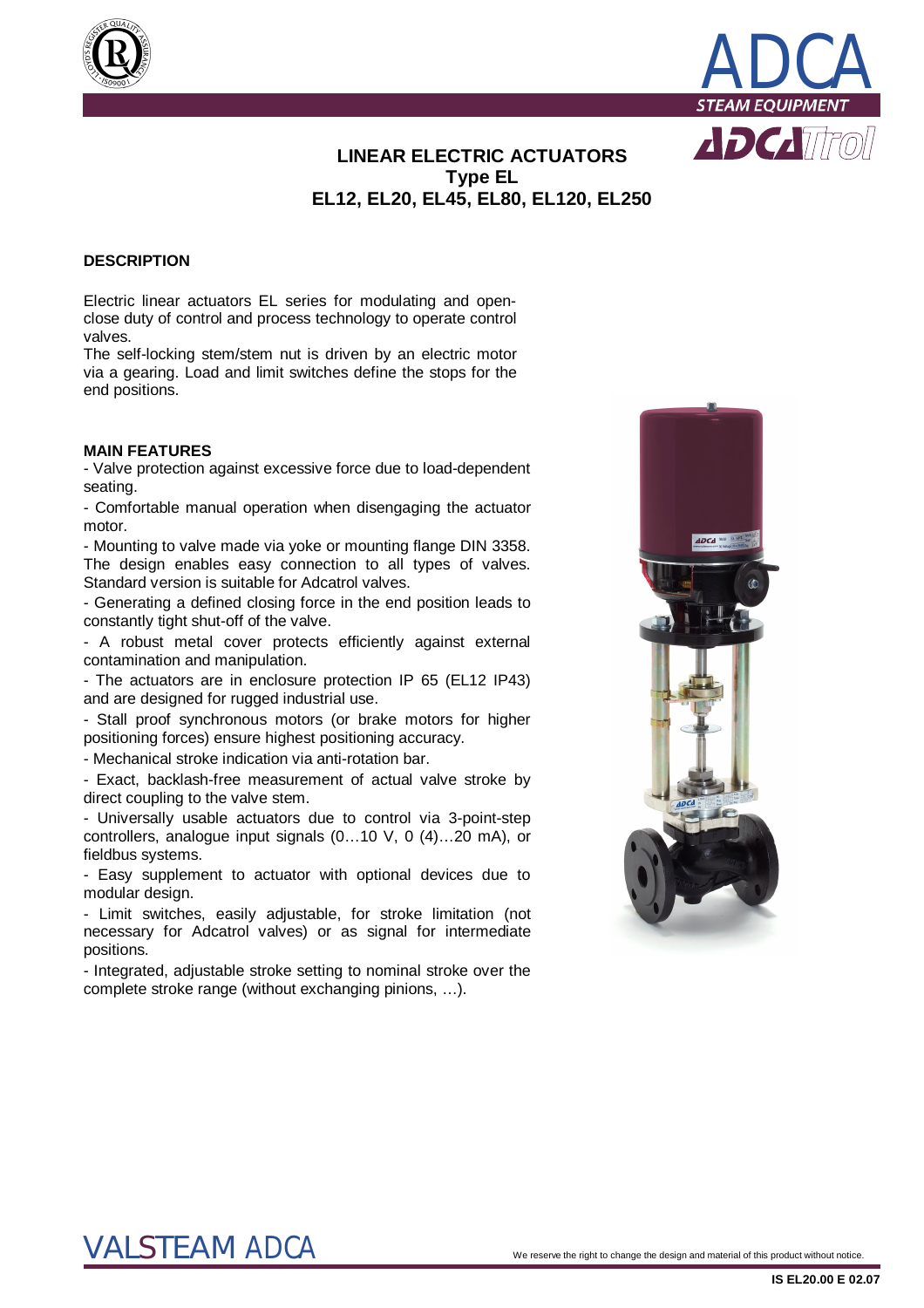# LINEAR ELECTRIC ACTUATORS
## Type EL
## EL12, EL20, EL45, EL80, EL120, EL250

### DESCRIPTION

Electric linear actuators EL series for modulating and open-close duty of control and process technology to operate control valves.

The self-locking stem/stem nut is driven by an electric motor via a gearing. Load and limit switches define the stops for the end positions.

### MAIN FEATURES

- Valve protection against excessive force due to load-dependent seating.
- Comfortable manual operation when disengaging the actuator motor.
- Mounting to valve made via yoke or mounting flange DIN 3358. The design enables easy connection to all types of valves. Standard version is suitable for Adcatrol valves.
- Generating a defined closing force in the end position leads to constantly tight shut-off of the valve.
- A robust metal cover protects efficiently against external contamination and manipulation.
- The actuators are in enclosure protection IP 65 (EL12 IP43) and are designed for rugged industrial use.
- Stall proof synchronous motors (or brake motors for higher positioning forces) ensure highest positioning accuracy.
- Mechanical stroke indication via anti-rotation bar.
- Exact, backlash-free measurement of actual valve stroke by direct coupling to the valve stem.
- Universally usable actuators due to control via 3-point-step controllers, analogue input signals (0…10 V, 0 (4)…20 mA), or fieldbus systems.
- Easy supplement to actuator with optional devices due to modular design.
- Limit switches, easily adjustable, for stroke limitation (not necessary for Adcatrol valves) or as signal for intermediate positions.
- Integrated, adjustable stroke setting to nominal stroke over the complete stroke range (without exchanging pinions, …).

We reserve the right to change the design and material of this product without notice.

IS EL20.00 E 02.07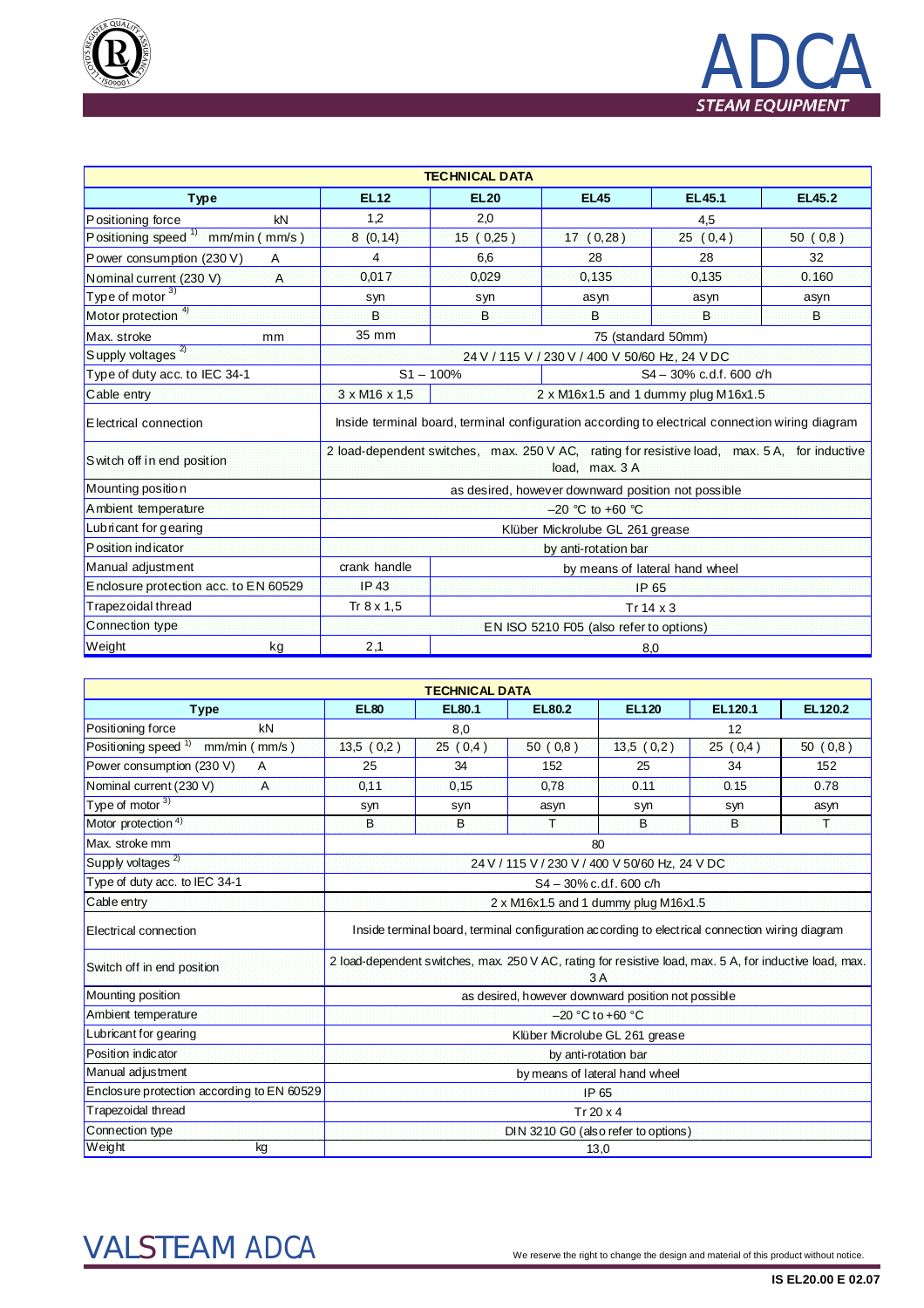| TECHNICAL DATA | | | | | |
|---|---|---|---|---|---|
| **Type** | **EL12** | **EL20** | **EL45** | **EL45.1** | **EL45.2** |
| Positioning force kN | 1,2 | 2,0 | 4,5 | | |
| Positioning speed [1] mm/min ( mm/s ) | 8 (0,14) | 15 ( 0,25 ) | 17 ( 0,28 ) | 25 ( 0,4 ) | 50 ( 0,8 ) |
| Power consumption (230 V) A | 4 | 6,6 | 28 | 28 | 32 |
| Nominal current (230 V) A | 0,017 | 0,029 | 0,135 | 0,135 | 0.160 |
| Type of motor [3] | syn | syn | asyn | asyn | asyn |
| Motor protection [4] | B | B | B | B | B |
| Max. stroke mm | 35 mm | 75 (standard 50mm) | | | |
| Supply voltages [2] | 24 V / 115 V / 230 V / 400 V 50/60 Hz, 24 V DC | | | | |
| Type of duty acc. to IEC 34-1 | S1 – 100% | | S4 – 30% c.d.f. 600 c/h | | |
| Cable entry | 3 x M16 x 1,5 | 2 x M16x1.5 and 1 dummy plug M16x1.5 | | | |
| Electrical connection | Inside terminal board, terminal configuration according to electrical connection wiring diagram | | | | |
| Switch off in end position | 2 load-dependent switches, max. 250 V AC, rating for resistive load, max. 5 A, for inductive load, max. 3 A | | | | |
| Mounting position | as desired, however downward position not possible | | | | |
| Ambient temperature | –20 °C to +60 °C | | | | |
| Lubricant for gearing | Klüber Mickrolube GL 261 grease | | | | |
| Position indicator | by anti-rotation bar | | | | |
| Manual adjustment | crank handle | by means of lateral hand wheel | | | |
| Enclosure protection acc. to EN 60529 | IP 43 | IP 65 | | | |
| Trapezoidal thread | Tr 8 x 1,5 | Tr 14 x 3 | | | |
| Connection type | EN ISO 5210 F05 (also refer to options) | | | | |
| Weight kg | 2,1 | 8,0 | | | |

| TECHNICAL DATA | | | | | | |
|---|---|---|---|---|---|---|
| **Type** | **EL80** | **EL80.1** | **EL80.2** | **EL120** | **EL120.1** | **EL120.2** |
| Positioning force kN | 8,0 | | | 12 | | |
| Positioning speed [1] mm/min ( mm/s ) | 13,5 ( 0,2 ) | 25 ( 0,4 ) | 50 ( 0,8 ) | 13,5 ( 0,2 ) | 25 ( 0,4 ) | 50 ( 0,8 ) |
| Power consumption (230 V) A | 25 | 34 | 152 | 25 | 34 | 152 |
| Nominal current (230 V) A | 0,11 | 0,15 | 0,78 | 0.11 | 0.15 | 0.78 |
| Type of motor [3] | syn | syn | asyn | syn | syn | asyn |
| Motor protection [4] | B | B | T | B | B | T |
| Max. stroke mm | 80 | | | | | |
| Supply voltages [2] | 24 V / 115 V / 230 V / 400 V 50/60 Hz, 24 V DC | | | | | |
| Type of duty acc. to IEC 34-1 | S4 – 30% c.d.f. 600 c/h | | | | | |
| Cable entry | 2 x M16x1.5 and 1 dummy plug M16x1.5 | | | | | |
| Electrical connection | Inside terminal board, terminal configuration according to electrical connection wiring diagram | | | | | |
| Switch off in end position | 2 load-dependent switches, max. 250 V AC, rating for resistive load, max. 5 A, for inductive load, max. 3 A | | | | | |
| Mounting position | as desired, however downward position not possible | | | | | |
| Ambient temperature | –20 °C to +60 °C | | | | | |
| Lubricant for gearing | Klüber Microlube GL 261 grease | | | | | |
| Position indicator | by anti-rotation bar | | | | | |
| Manual adjustment | by means of lateral hand wheel | | | | | |
| Enclosure protection according to EN 60529 | IP 65 | | | | | |
| Trapezoidal thread | Tr 20 x 4 | | | | | |
| Connection type | DIN 3210 G0 (also refer to options) | | | | | |
| Weight kg | 13,0 | | | | | |

We reserve the right to change the design and material of this product without notice.

IS EL20.00 E 02.07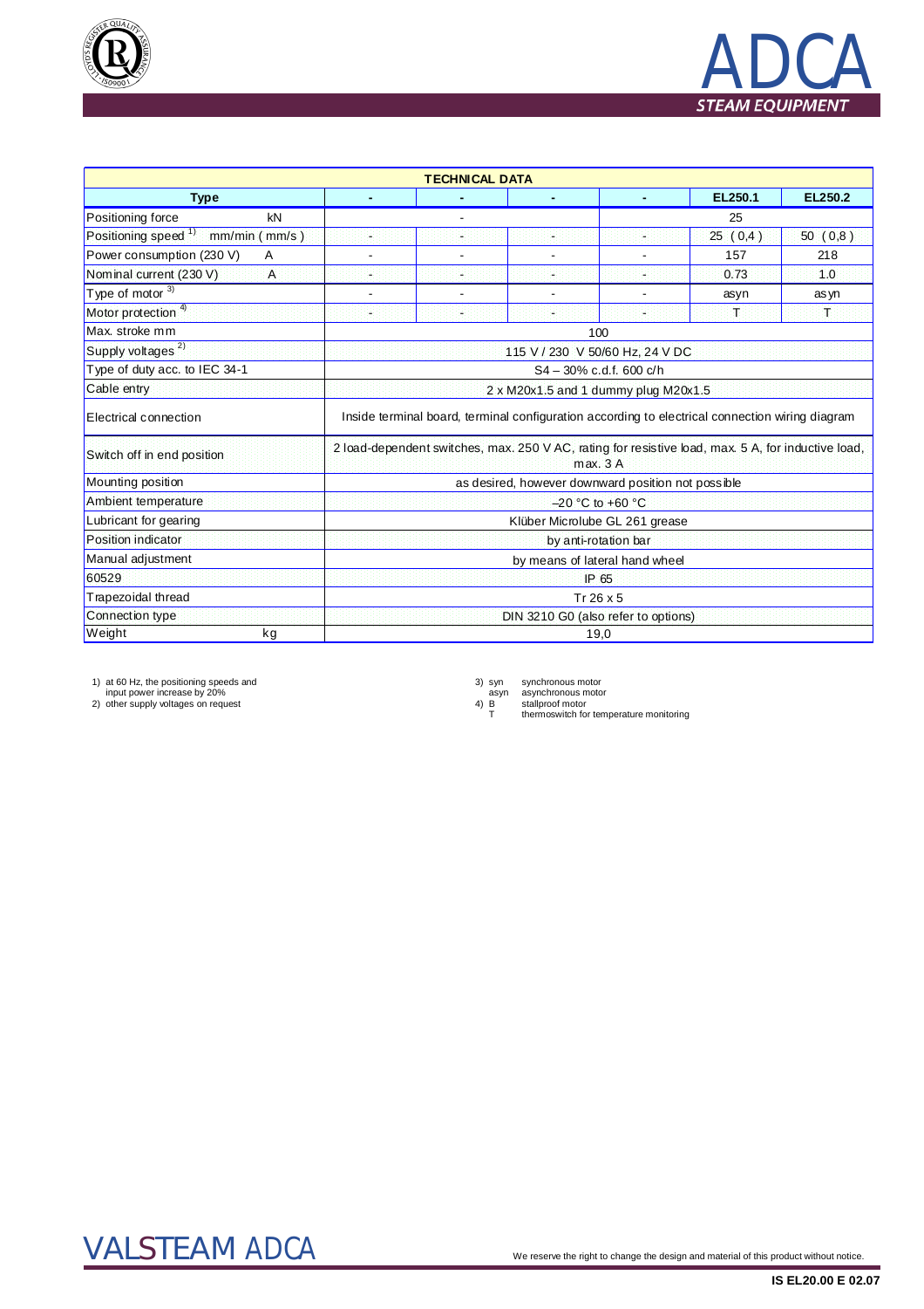| TECHNICAL DATA | | | | | | |
|---|---|---|---|---|---|---|
| **Type** | **-** | **-** | **-** | **-** | **EL250.1** | **EL250.2** |
| Positioning force kN | - | | | | 25 | |
| Positioning speed [1] mm/min ( mm/s ) | - | - | - | - | 25 ( 0,4 ) | 50 ( 0,8 ) |
| Power consumption (230 V) A | - | - | - | - | 157 | 218 |
| Nominal current (230 V) A | - | - | - | - | 0.73 | 1.0 |
| Type of motor [3] | - | - | - | - | asyn | asyn |
| Motor protection [4] | - | - | - | - | T | T |
| Max. stroke mm | 100 | | | | | |
| Supply voltages [2] | 115 V / 230 V 50/60 Hz, 24 V DC | | | | | |
| Type of duty acc. to IEC 34-1 | S4 – 30% c.d.f. 600 c/h | | | | | |
| Cable entry | 2 x M20x1.5 and 1 dummy plug M20x1.5 | | | | | |
| Electrical connection | Inside terminal board, terminal configuration according to electrical connection wiring diagram | | | | | |
| Switch off in end position | 2 load-dependent switches, max. 250 V AC, rating for resistive load, max. 5 A, for inductive load, max. 3 A | | | | | |
| Mounting position | as desired, however downward position not possible | | | | | |
| Ambient temperature | –20 °C to +60 °C | | | | | |
| Lubricant for gearing | Klüber Microlube GL 261 grease | | | | | |
| Position indicator | by anti-rotation bar | | | | | |
| Manual adjustment | by means of lateral hand wheel | | | | | |
| 60529 | IP 65 | | | | | |
| Trapezoidal thread | Tr 26 x 5 | | | | | |
| Connection type | DIN 3210 G0 (also refer to options) | | | | | |
| Weight kg | 19,0 | | | | | |

1) at 60 Hz, the positioning speeds and input power increase by 20%
2) other supply voltages on request

3) syn synchronous motor
   asyn asynchronous motor
4) B stallproof motor
   T thermoswitch for temperature monitoring

We reserve the right to change the design and material of this product without notice.

IS EL20.00 E 02.07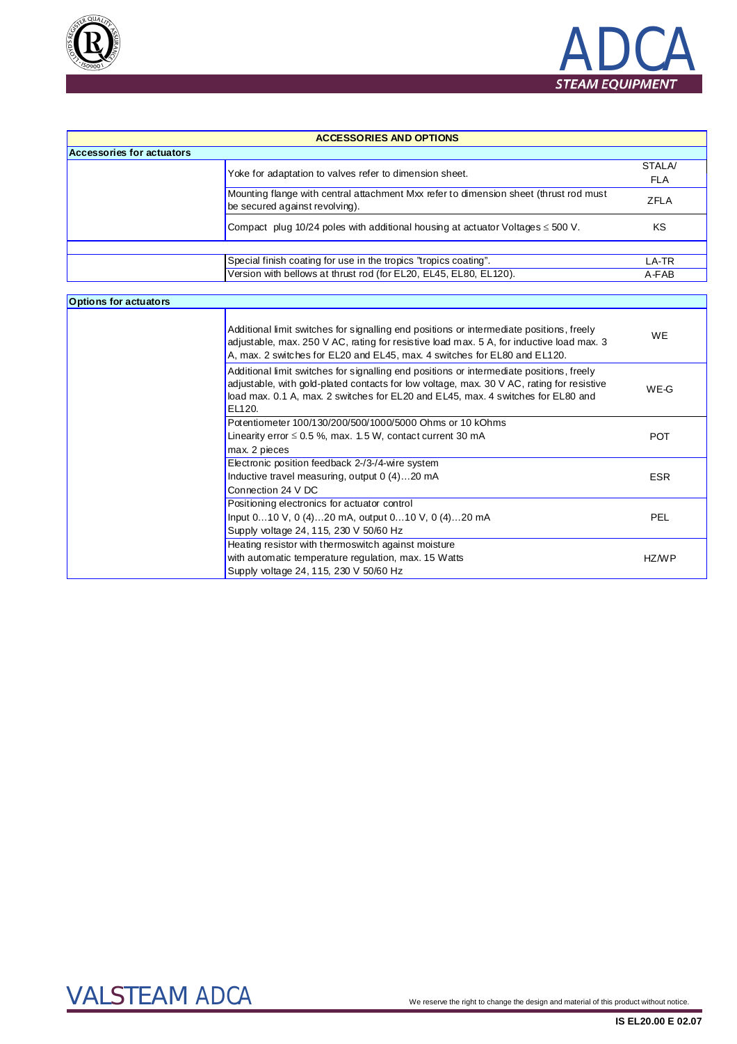## ACCESSORIES AND OPTIONS

### Accessories for actuators

| | | |
|---|---|---|
| | Yoke for adaptation to valves refer to dimension sheet. | STALA/ FLA |
| | Mounting flange with central attachment Mxx refer to dimension sheet (thrust rod must be secured against revolving). | ZFLA |
| | Compact plug 10/24 poles with additional housing at actuator Voltages ≤ 500 V. | KS |
| | | |
| | Special finish coating for use in the tropics "tropics coating". | LA-TR |
| | Version with bellows at thrust rod (for EL20, EL45, EL80, EL120). | A-FAB |

### Options for actuators

| | | |
|---|---|---|
| | Additional limit switches for signalling end positions or intermediate positions, freely adjustable, max. 250 V AC, rating for resistive load max. 5 A, for inductive load max. 3 A, max. 2 switches for EL20 and EL45, max. 4 switches for EL80 and EL120. | WE |
| | Additional limit switches for signalling end positions or intermediate positions, freely adjustable, with gold-plated contacts for low voltage, max. 30 V AC, rating for resistive load max. 0.1 A, max. 2 switches for EL20 and EL45, max. 4 switches for EL80 and EL120. | WE-G |
| | Potentiometer 100/130/200/500/1000/5000 Ohms or 10 kOhms<br>Linearity error ≤ 0.5 %, max. 1.5 W, contact current 30 mA<br>max. 2 pieces | POT |
| | Electronic position feedback 2-/3-/4-wire system<br>Inductive travel measuring, output 0 (4)…20 mA<br>Connection 24 V DC | ESR |
| | Positioning electronics for actuator control<br>Input 0…10 V, 0 (4)…20 mA, output 0…10 V, 0 (4)…20 mA<br>Supply voltage 24, 115, 230 V 50/60 Hz | PEL |
| | Heating resistor with thermoswitch against moisture<br>with automatic temperature regulation, max. 15 Watts<br>Supply voltage 24, 115, 230 V 50/60 Hz | HZ/WP |

We reserve the right to change the design and material of this product without notice.

IS EL20.00 E 02.07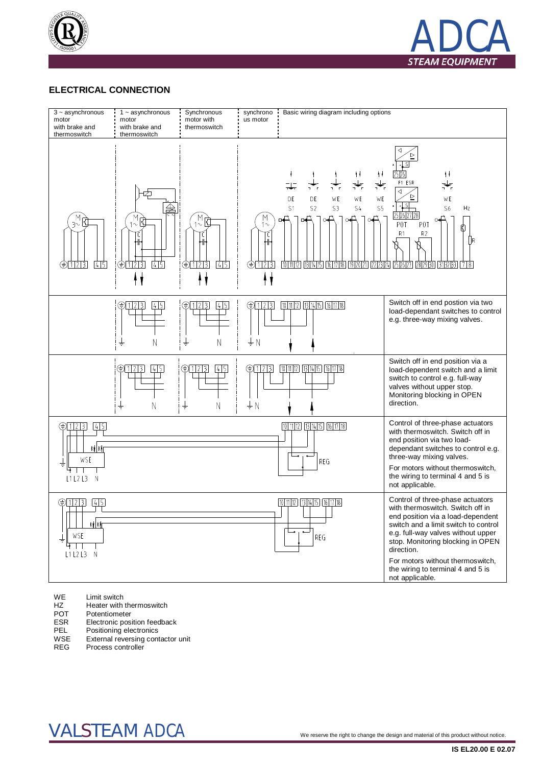## ELECTRICAL CONNECTION

| 3 ~ asynchronous motor with brake and thermoswitch | 1 ~ asynchronous motor with brake and thermoswitch | Synchronous motor with thermoswitch | synchronous motor | Basic wiring diagram including options |
|---|---|---|---|---|
| | | | | |
| | | | | Switch off in end postion via two load-dependant switches to control e.g. three-way mixing valves. |
| | | | | Switch off in end position via a load-dependent switch and a limit switch to control e.g. full-way valves without upper stop. Monitoring blocking in OPEN direction. |
| | | | | Control of three-phase actuators with thermoswitch. Switch off in end position via two load-dependant switches to control e.g. three-way mixing valves. For motors without thermoswitch, the wiring to terminal 4 and 5 is not applicable. |
| | | | | Control of three-phase actuators with thermoswitch. Switch off in end position via a load-dependent switch and a limit switch to control e.g. full-way valves without upper stop. Monitoring blocking in OPEN direction. For motors without thermoswitch, the wiring to terminal 4 and 5 is not applicable. |

- WE Limit switch
- HZ Heater with thermoswitch
- POT Potentiometer
- ESR Electronic position feedback
- PEL Positioning electronics
- WSE External reversing contactor unit
- REG Process controller

We reserve the right to change the design and material of this product without notice.

IS EL20.00 E 02.07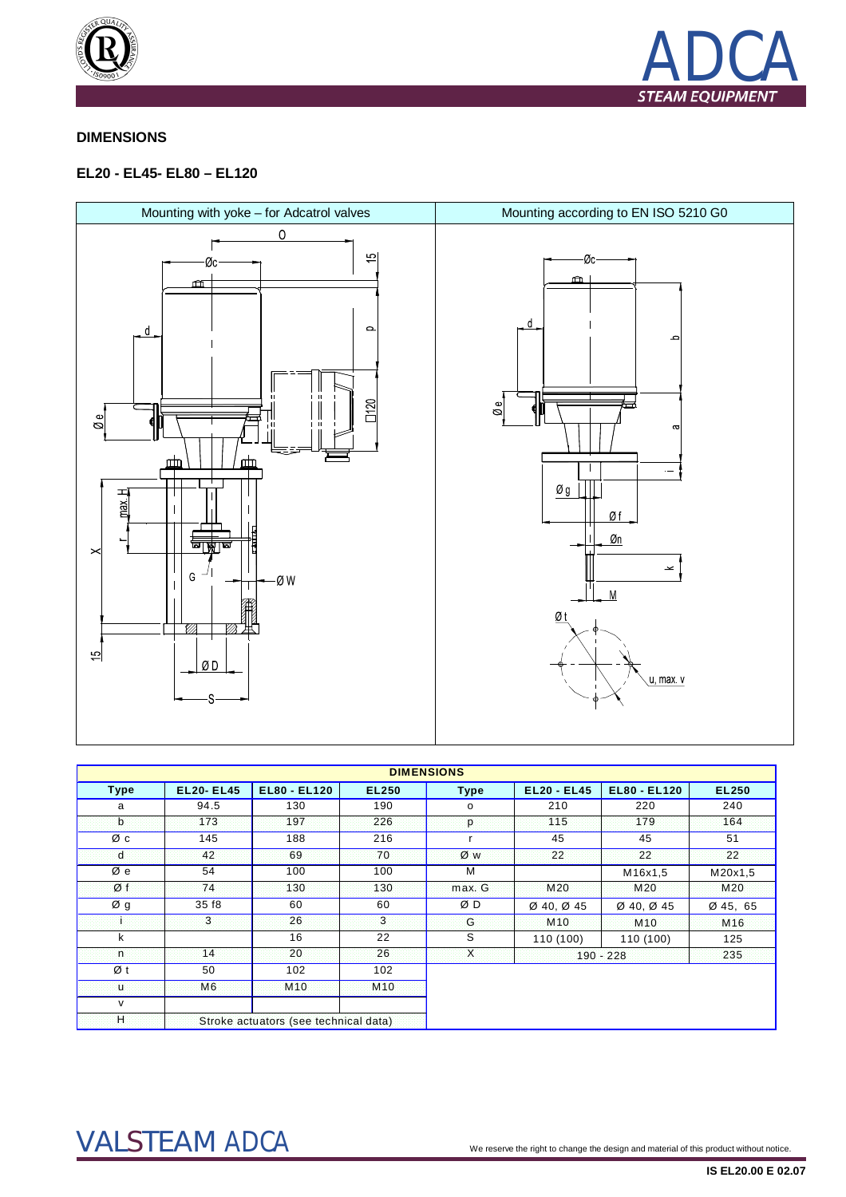## DIMENSIONS

### EL20 - EL45- EL80 – EL120

| Mounting with yoke – for Adcatrol valves | Mounting according to EN ISO 5210 G0 |
|---|---|

| DIMENSIONS | | | | | | | |
|---|---|---|---|---|---|---|---|
| **Type** | **EL20- EL45** | **EL80 - EL120** | **EL250** | **Type** | **EL20 - EL45** | **EL80 - EL120** | **EL250** |
| a | 94.5 | 130 | 190 | o | 210 | 220 | 240 |
| b | 173 | 197 | 226 | p | 115 | 179 | 164 |
| Ø c | 145 | 188 | 216 | r | 45 | 45 | 51 |
| d | 42 | 69 | 70 | Ø w | 22 | 22 | 22 |
| Ø e | 54 | 100 | 100 | M | | M16x1,5 | M20x1,5 |
| Ø f | 74 | 130 | 130 | max. G | M20 | M20 | M20 |
| Ø g | 35 f8 | 60 | 60 | Ø D | Ø 40, Ø 45 | Ø 40, Ø 45 | Ø 45, 65 |
| i | 3 | 26 | 3 | G | M10 | M10 | M16 |
| k | | 16 | 22 | S | 110 (100) | 110 (100) | 125 |
| n | 14 | 20 | 26 | X | 190 - 228 | | 235 |
| Ø t | 50 | 102 | 102 | | | | |
| u | M6 | M10 | M10 | | | | |
| v | | | | | | | |
| H | Stroke actuators (see technical data) | | | | | | |

We reserve the right to change the design and material of this product without notice.

IS EL20.00 E 02.07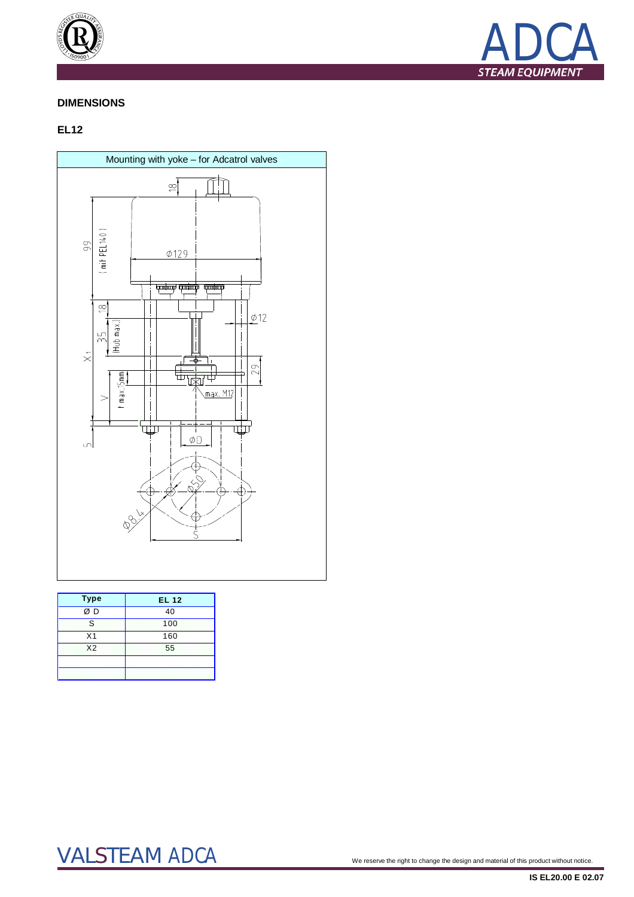## DIMENSIONS

### EL12

Mounting with yoke – for Adcatrol valves

| Type | EL 12 |
|---|---|
| Ø D | 40 |
| S | 100 |
| X1 | 160 |
| X2 | 55 |
| | |
| | |

We reserve the right to change the design and material of this product without notice.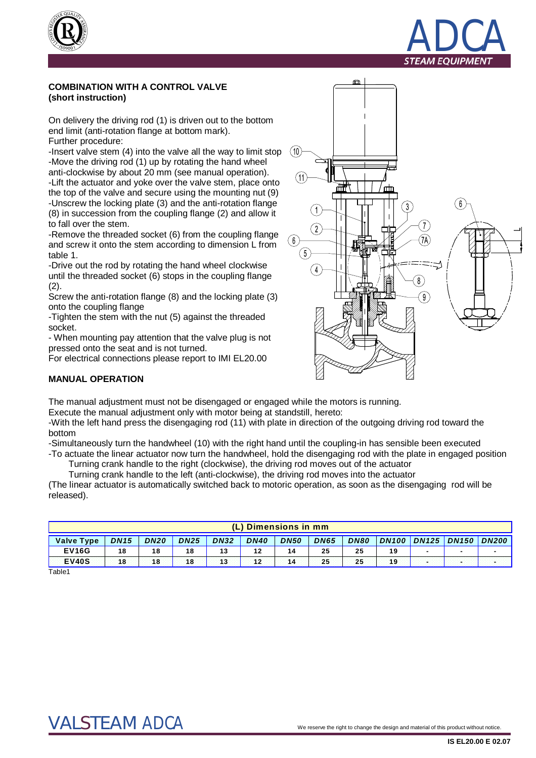## COMBINATION WITH A CONTROL VALVE (short instruction)

On delivery the driving rod (1) is driven out to the bottom end limit (anti-rotation flange at bottom mark).
Further procedure:
-Insert valve stem (4) into the valve all the way to limit stop
-Move the driving rod (1) up by rotating the hand wheel anti-clockwise by about 20 mm (see manual operation).
-Lift the actuator and yoke over the valve stem, place onto the top of the valve and secure using the mounting nut (9)
-Unscrew the locking plate (3) and the anti-rotation flange (8) in succession from the coupling flange (2) and allow it to fall over the stem.
-Remove the threaded socket (6) from the coupling flange and screw it onto the stem according to dimension L from table 1.
-Drive out the rod by rotating the hand wheel clockwise until the threaded socket (6) stops in the coupling flange (2).
Screw the anti-rotation flange (8) and the locking plate (3) onto the coupling flange
-Tighten the stem with the nut (5) against the threaded socket.
- When mounting pay attention that the valve plug is not pressed onto the seat and is not turned.
For electrical connections please report to IMI EL20.00

## MANUAL OPERATION

The manual adjustment must not be disengaged or engaged while the motors is running.
Execute the manual adjustment only with motor being at standstill, hereto:
-With the left hand press the disengaging rod (11) with plate in direction of the outgoing driving rod toward the bottom
-Simultaneously turn the handwheel (10) with the right hand until the coupling-in has sensible been executed
-To actuate the linear actuator now turn the handwheel, hold the disengaging rod with the plate in engaged position
Turning crank handle to the right (clockwise), the driving rod moves out of the actuator
Turning crank handle to the left (anti-clockwise), the driving rod moves into the actuator
(The linear actuator is automatically switched back to motoric operation, as soon as the disengaging rod will be released).

| (L) Dimensions in mm | | | | | | | | | | | | |
|---|---|---|---|---|---|---|---|---|---|---|---|---|
| Valve Type | DN15 | DN20 | DN25 | DN32 | DN40 | DN50 | DN65 | DN80 | DN100 | DN125 | DN150 | DN200 |
| EV16G | 18 | 18 | 18 | 13 | 12 | 14 | 25 | 25 | 19 | - | - | - |
| EV40S | 18 | 18 | 18 | 13 | 12 | 14 | 25 | 25 | 19 | - | - | - |

Table1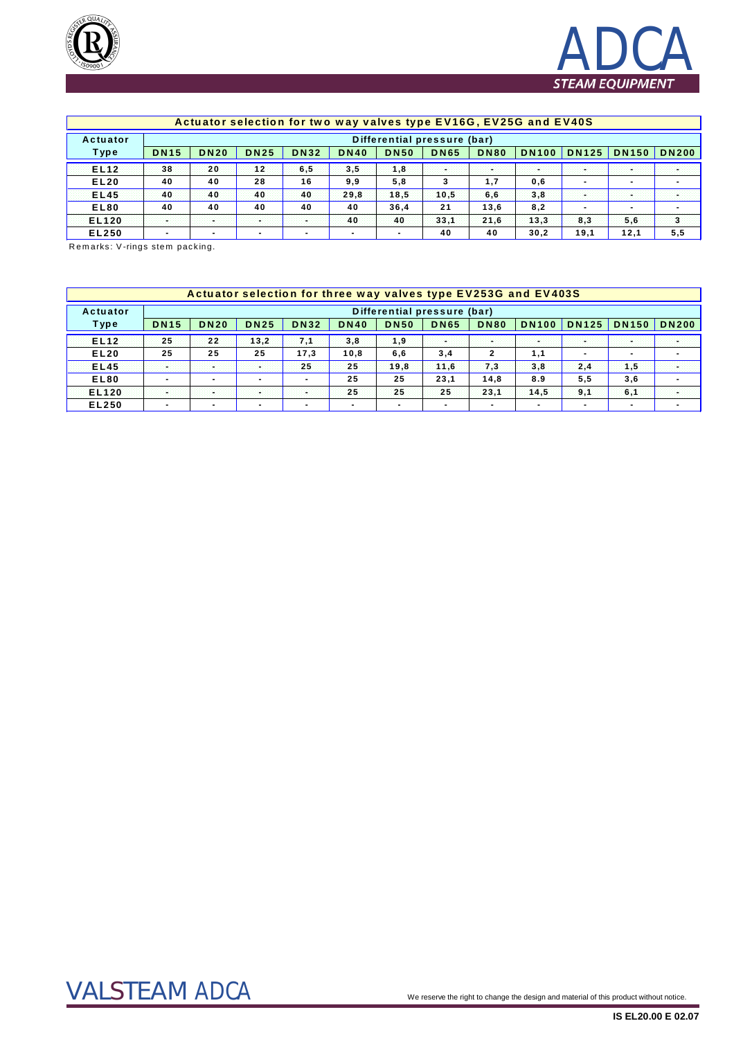## Actuator selection for two way valves type EV16G, EV25G and EV40S

| Actuator Type | Differential pressure (bar) | | | | | | | | | | | |
|---|---|---|---|---|---|---|---|---|---|---|---|---|
| | DN15 | DN20 | DN25 | DN32 | DN40 | DN50 | DN65 | DN80 | DN100 | DN125 | DN150 | DN200 |
| EL12 | 38 | 20 | 12 | 6,5 | 3,5 | 1,8 | - | - | - | - | - | - |
| EL20 | 40 | 40 | 28 | 16 | 9,9 | 5,8 | 3 | 1,7 | 0,6 | - | - | - |
| EL45 | 40 | 40 | 40 | 40 | 29,8 | 18,5 | 10,5 | 6,6 | 3,8 | - | - | - |
| EL80 | 40 | 40 | 40 | 40 | 40 | 36,4 | 21 | 13,6 | 8,2 | - | - | - |
| EL120 | - | - | - | - | 40 | 40 | 33,1 | 21,6 | 13,3 | 8,3 | 5,6 | 3 |
| EL250 | - | - | - | - | - | - | 40 | 40 | 30,2 | 19,1 | 12,1 | 5,5 |

Remarks: V-rings stem packing.

## Actuator selection for three way valves type EV253G and EV403S

| Actuator Type | Differential pressure (bar) | | | | | | | | | | | |
|---|---|---|---|---|---|---|---|---|---|---|---|---|
| | DN15 | DN20 | DN25 | DN32 | DN40 | DN50 | DN65 | DN80 | DN100 | DN125 | DN150 | DN200 |
| EL12 | 25 | 22 | 13,2 | 7,1 | 3,8 | 1,9 | - | - | - | - | - | - |
| EL20 | 25 | 25 | 25 | 17,3 | 10,8 | 6,6 | 3,4 | 2 | 1,1 | - | - | - |
| EL45 | - | - | - | 25 | 25 | 19,8 | 11,6 | 7,3 | 3,8 | 2,4 | 1,5 | - |
| EL80 | - | - | - | - | 25 | 25 | 23,1 | 14,8 | 8.9 | 5,5 | 3,6 | - |
| EL120 | - | - | - | - | 25 | 25 | 25 | 23,1 | 14,5 | 9,1 | 6,1 | - |
| EL250 | - | - | - | - | - | - | - | - | - | - | - | - |

We reserve the right to change the design and material of this product without notice.

IS EL20.00 E 02.07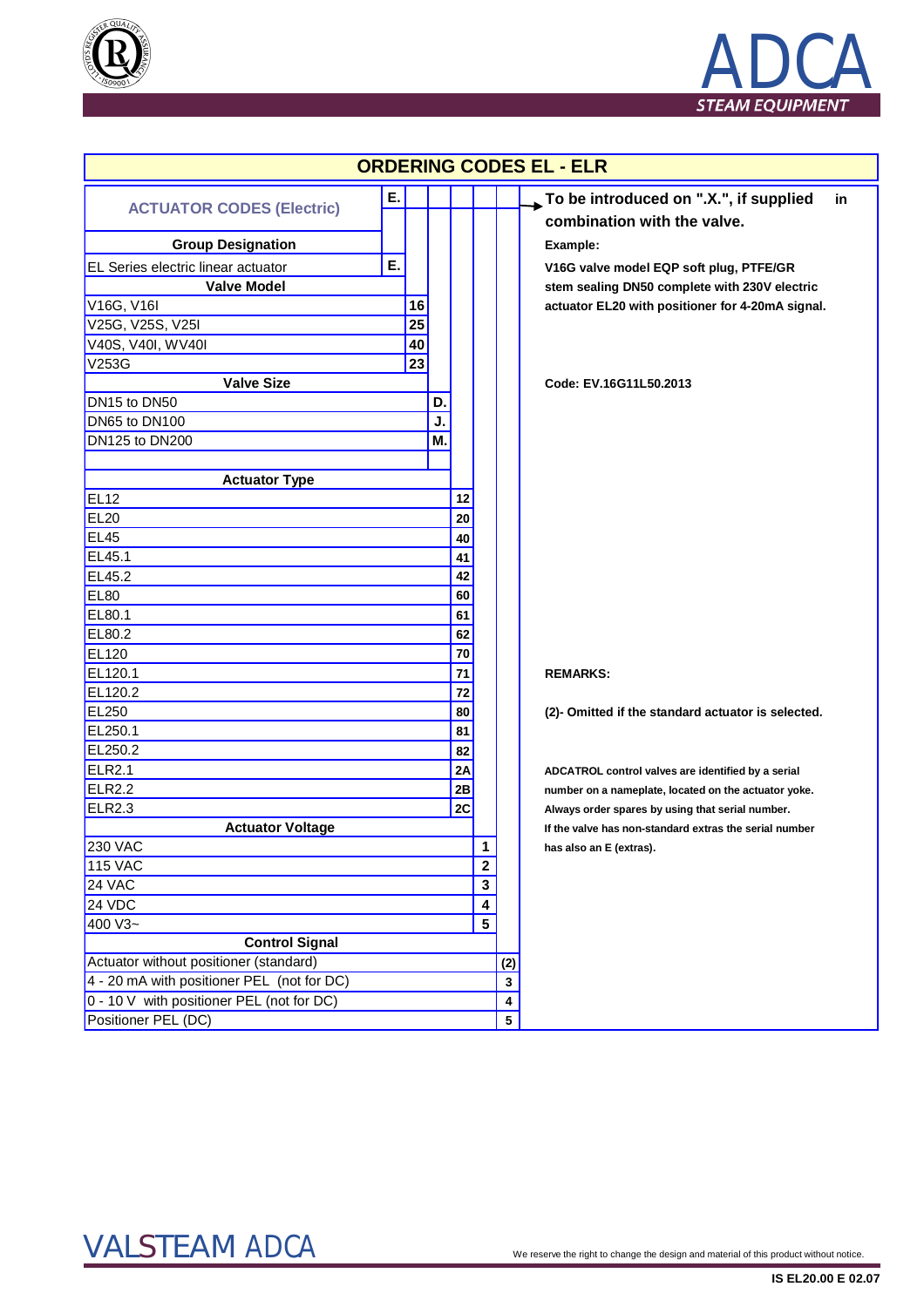## ORDERING CODES EL - ELR

| ACTUATOR CODES (Electric) | E. | | | | | |
|---|---|---|---|---|---|---|
| **Group Designation** | | | | | | |
| EL Series electric linear actuator | E. | | | | | |
| **Valve Model** | | | | | | |
| V16G, V16I | | 16 | | | | |
| V25G, V25S, V25I | | 25 | | | | |
| V40S, V40I, WV40I | | 40 | | | | |
| V253G | | 23 | | | | |
| **Valve Size** | | | | | | |
| DN15 to DN50 | | | D. | | | |
| DN65 to DN100 | | | J. | | | |
| DN125 to DN200 | | | M. | | | |
| **Actuator Type** | | | | | | |
| EL12 | | | | 12 | | |
| EL20 | | | | 20 | | |
| EL45 | | | | 40 | | |
| EL45.1 | | | | 41 | | |
| EL45.2 | | | | 42 | | |
| EL80 | | | | 60 | | |
| EL80.1 | | | | 61 | | |
| EL80.2 | | | | 62 | | |
| EL120 | | | | 70 | | |
| EL120.1 | | | | 71 | | |
| EL120.2 | | | | 72 | | |
| EL250 | | | | 80 | | |
| EL250.1 | | | | 81 | | |
| EL250.2 | | | | 82 | | |
| ELR2.1 | | | | 2A | | |
| ELR2.2 | | | | 2B | | |
| ELR2.3 | | | | 2C | | |
| **Actuator Voltage** | | | | | | |
| 230 VAC | | | | | 1 | |
| 115 VAC | | | | | 2 | |
| 24 VAC | | | | | 3 | |
| 24 VDC | | | | | 4 | |
| 400 V3~ | | | | | 5 | |
| **Control Signal** | | | | | | |
| Actuator without positioner (standard) | | | | | | (2) |
| 4 - 20 mA with positioner PEL (not for DC) | | | | | | 3 |
| 0 - 10 V with positioner PEL (not for DC) | | | | | | 4 |
| Positioner PEL (DC) | | | | | | 5 |

**To be introduced on ".X.", if supplied in combination with the valve.**

**Example:**

**V16G valve model EQP soft plug, PTFE/GR stem sealing DN50 complete with 230V electric actuator EL20 with positioner for 4-20mA signal.**

**Code: EV.16G11L50.2013**

**REMARKS:**

**(2)- Omitted if the standard actuator is selected.**

**ADCATROL control valves are identified by a serial number on a nameplate, located on the actuator yoke. Always order spares by using that serial number. If the valve has non-standard extras the serial number has also an E (extras).**

We reserve the right to change the design and material of this product without notice.

IS EL20.00 E 02.07